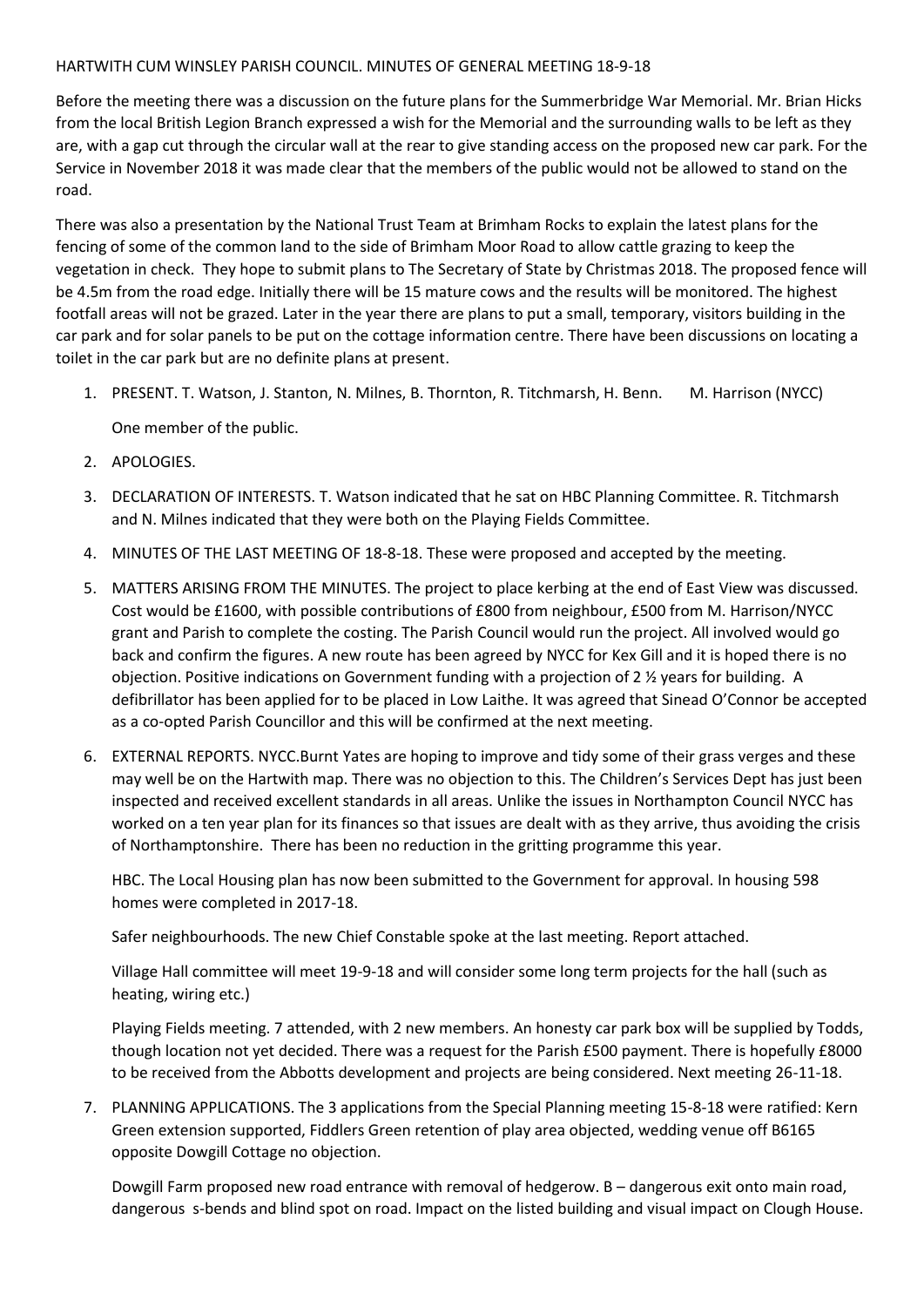HARTWITH CUM WINSLEY PARISH COUNCIL. MINUTES OF GENERAL MEETING 18-9-18

Before the meeting there was a discussion on the future plans for the Summerbridge War Memorial. Mr. Brian Hicks from the local British Legion Branch expressed a wish for the Memorial and the surrounding walls to be left as they are, with a gap cut through the circular wall at the rear to give standing access on the proposed new car park. For the Service in November 2018 it was made clear that the members of the public would not be allowed to stand on the road.

There was also a presentation by the National Trust Team at Brimham Rocks to explain the latest plans for the fencing of some of the common land to the side of Brimham Moor Road to allow cattle grazing to keep the vegetation in check. They hope to submit plans to The Secretary of State by Christmas 2018. The proposed fence will be 4.5m from the road edge. Initially there will be 15 mature cows and the results will be monitored. The highest footfall areas will not be grazed. Later in the year there are plans to put a small, temporary, visitors building in the car park and for solar panels to be put on the cottage information centre. There have been discussions on locating a toilet in the car park but are no definite plans at present.

1. PRESENT. T. Watson, J. Stanton, N. Milnes, B. Thornton, R. Titchmarsh, H. Benn. M. Harrison (NYCC)

   One member of the public.

2. APOLOGIES.

3. DECLARATION OF INTERESTS. T. Watson indicated that he sat on HBC Planning Committee. R. Titchmarsh and N. Milnes indicated that they were both on the Playing Fields Committee.

4. MINUTES OF THE LAST MEETING OF 18-8-18. These were proposed and accepted by the meeting.

5. MATTERS ARISING FROM THE MINUTES. The project to place kerbing at the end of East View was discussed. Cost would be £1600, with possible contributions of £800 from neighbour, £500 from M. Harrison/NYCC grant and Parish to complete the costing. The Parish Council would run the project. All involved would go back and confirm the figures. A new route has been agreed by NYCC for Kex Gill and it is hoped there is no objection. Positive indications on Government funding with a projection of 2 ½ years for building. A defibrillator has been applied for to be placed in Low Laithe. It was agreed that Sinead O'Connor be accepted as a co-opted Parish Councillor and this will be confirmed at the next meeting.

6. EXTERNAL REPORTS. NYCC.Burnt Yates are hoping to improve and tidy some of their grass verges and these may well be on the Hartwith map. There was no objection to this. The Children's Services Dept has just been inspected and received excellent standards in all areas. Unlike the issues in Northampton Council NYCC has worked on a ten year plan for its finances so that issues are dealt with as they arrive, thus avoiding the crisis of Northamptonshire. There has been no reduction in the gritting programme this year.

   HBC. The Local Housing plan has now been submitted to the Government for approval. In housing 598 homes were completed in 2017-18.

   Safer neighbourhoods. The new Chief Constable spoke at the last meeting. Report attached.

   Village Hall committee will meet 19-9-18 and will consider some long term projects for the hall (such as heating, wiring etc.)

   Playing Fields meeting. 7 attended, with 2 new members. An honesty car park box will be supplied by Todds, though location not yet decided. There was a request for the Parish £500 payment. There is hopefully £8000 to be received from the Abbotts development and projects are being considered. Next meeting 26-11-18.

7. PLANNING APPLICATIONS. The 3 applications from the Special Planning meeting 15-8-18 were ratified: Kern Green extension supported, Fiddlers Green retention of play area objected, wedding venue off B6165 opposite Dowgill Cottage no objection.

   Dowgill Farm proposed new road entrance with removal of hedgerow. B – dangerous exit onto main road, dangerous s-bends and blind spot on road. Impact on the listed building and visual impact on Clough House.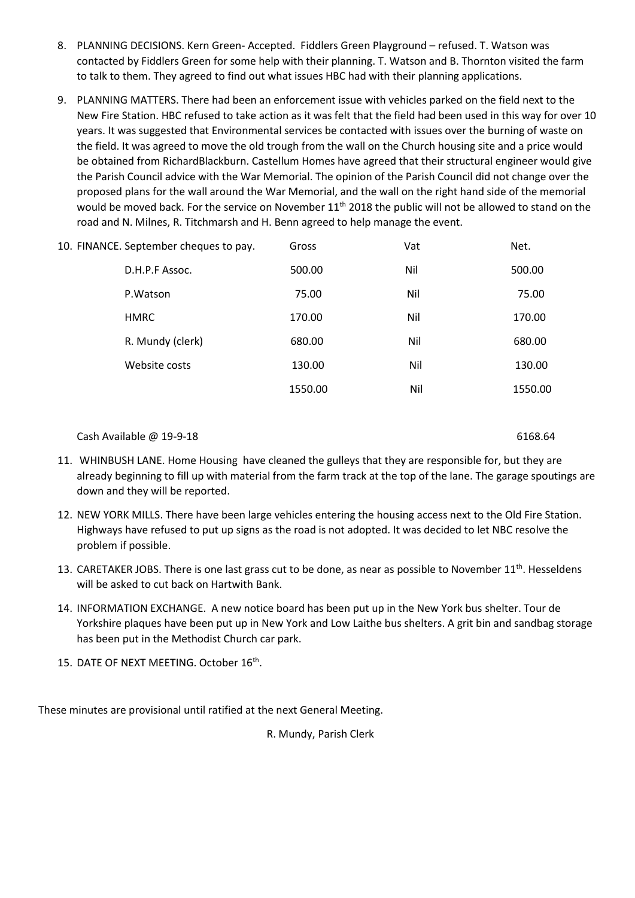8. PLANNING DECISIONS. Kern Green- Accepted. Fiddlers Green Playground – refused. T. Watson was contacted by Fiddlers Green for some help with their planning. T. Watson and B. Thornton visited the farm to talk to them. They agreed to find out what issues HBC had with their planning applications.

9. PLANNING MATTERS. There had been an enforcement issue with vehicles parked on the field next to the New Fire Station. HBC refused to take action as it was felt that the field had been used in this way for over 10 years. It was suggested that Environmental services be contacted with issues over the burning of waste on the field. It was agreed to move the old trough from the wall on the Church housing site and a price would be obtained from RichardBlackburn. Castellum Homes have agreed that their structural engineer would give the Parish Council advice with the War Memorial. The opinion of the Parish Council did not change over the proposed plans for the wall around the War Memorial, and the wall on the right hand side of the memorial would be moved back. For the service on November 11th 2018 the public will not be allowed to stand on the road and N. Milnes, R. Titchmarsh and H. Benn agreed to help manage the event.

10. FINANCE. September cheques to pay.

| | Gross | Vat | Net. |
|---|---|---|---|
| D.H.P.F Assoc. | 500.00 | Nil | 500.00 |
| P.Watson | 75.00 | Nil | 75.00 |
| HMRC | 170.00 | Nil | 170.00 |
| R. Mundy (clerk) | 680.00 | Nil | 680.00 |
| Website costs | 130.00 | Nil | 130.00 |
| | 1550.00 | Nil | 1550.00 |

Cash Available @ 19-9-18 6168.64

11. WHINBUSH LANE. Home Housing have cleaned the gulleys that they are responsible for, but they are already beginning to fill up with material from the farm track at the top of the lane. The garage spoutings are down and they will be reported.

12. NEW YORK MILLS. There have been large vehicles entering the housing access next to the Old Fire Station. Highways have refused to put up signs as the road is not adopted. It was decided to let NBC resolve the problem if possible.

13. CARETAKER JOBS. There is one last grass cut to be done, as near as possible to November 11th. Hesseldens will be asked to cut back on Hartwith Bank.

14. INFORMATION EXCHANGE. A new notice board has been put up in the New York bus shelter. Tour de Yorkshire plaques have been put up in New York and Low Laithe bus shelters. A grit bin and sandbag storage has been put in the Methodist Church car park.

15. DATE OF NEXT MEETING. October 16th.

These minutes are provisional until ratified at the next General Meeting.

R. Mundy, Parish Clerk